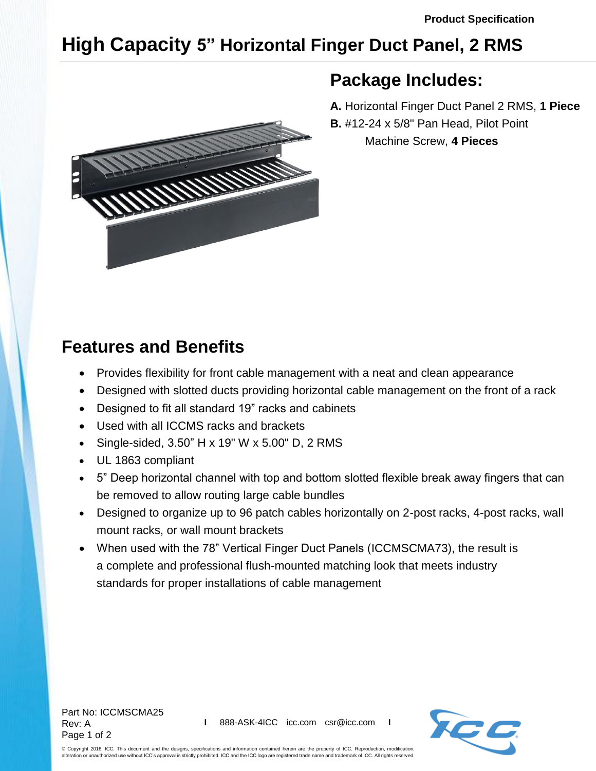Product Specification

# High Capacity 5” Horizontal Finger Duct Panel, 2 RMS

## Package Includes:

**A.** Horizontal Finger Duct Panel 2 RMS, **1 Piece**

**B.** #12-24 x 5/8" Pan Head, Pilot Point Machine Screw, **4 Pieces**

## Features and Benefits

- Provides flexibility for front cable management with a neat and clean appearance
- Designed with slotted ducts providing horizontal cable management on the front of a rack
- Designed to fit all standard 19” racks and cabinets
- Used with all ICCMS racks and brackets
- Single-sided, 3.50” H x 19" W x 5.00" D, 2 RMS
- UL 1863 compliant
- 5” Deep horizontal channel with top and bottom slotted flexible break away fingers that can be removed to allow routing large cable bundles
- Designed to organize up to 96 patch cables horizontally on 2-post racks, 4-post racks, wall mount racks, or wall mount brackets
- When used with the 78” Vertical Finger Duct Panels (ICCMSCMA73), the result is a complete and professional flush-mounted matching look that meets industry standards for proper installations of cable management

Part No: ICCMSCMA25
Rev: A

888-ASK-4ICC icc.com csr@icc.com

© Copyright 2016, ICC. This document and the designs, specifications and information contained herein are the property of ICC. Reproduction, modification, alteration or unauthorized use without ICC's approval is strictly prohibited. ICC and the ICC logo are registered trade name and trademark of ICC. All rights reserved.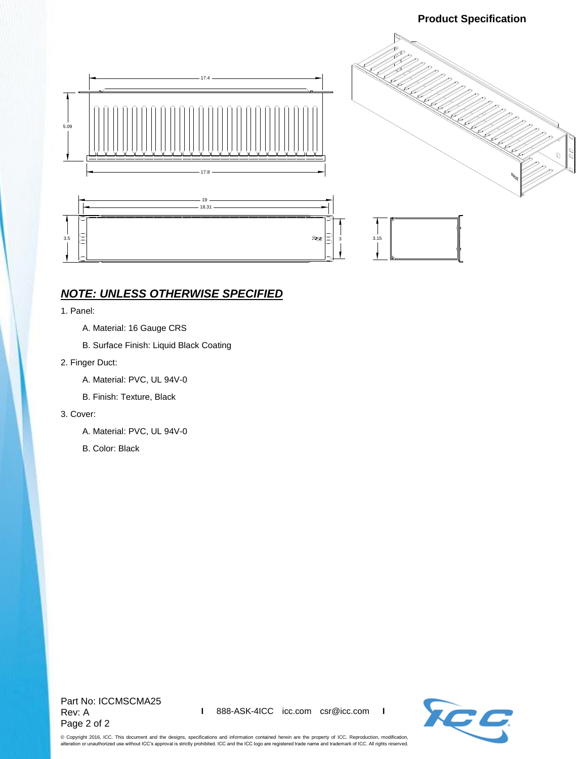Product Specification

17.4

5.09

17.8

19

18.31

3.5

3

3.15

## *NOTE: UNLESS OTHERWISE SPECIFIED*

1. Panel:
   - A. Material: 16 Gauge CRS
   - B. Surface Finish: Liquid Black Coating
2. Finger Duct:
   - A. Material: PVC, UL 94V-0
   - B. Finish: Texture, Black
3. Cover:
   - A. Material: PVC, UL 94V-0
   - B. Color: Black

Part No: ICCMSCMA25
Rev: A

888-ASK-4ICC icc.com csr@icc.com

© Copyright 2016, ICC. This document and the designs, specifications and information contained herein are the property of ICC. Reproduction, modification, alteration or unauthorized use without ICC's approval is strictly prohibited. ICC and the ICC logo are registered trade name and trademark of ICC. All rights reserved.